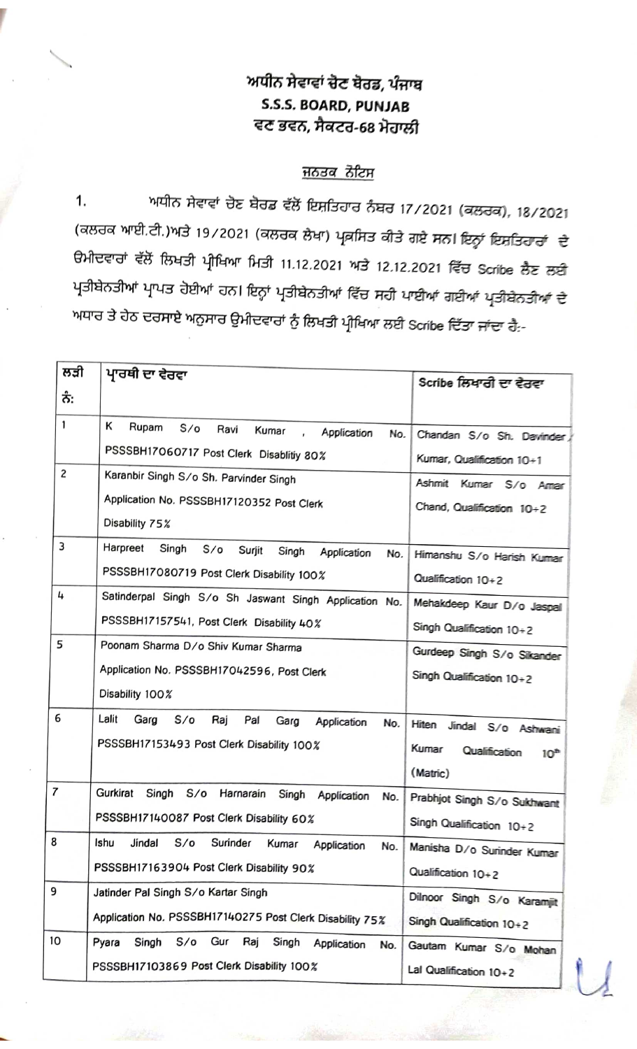# ਅਧੀਨ ਸੇਵਾਵਾਂ ਚੋਣ ਬੋਰਡ, ਪੰਜਾਬ
# S.S.S. BOARD, PUNJAB
## ਵਣ ਭਵਨ, ਸੈਕਟਰ-68 ਮੋਹਾਲੀ

### ਜਨਤਕ ਨੋਟਿਸ

1. ਅਧੀਨ ਸੇਵਾਵਾਂ ਚੋਣ ਬੋਰਡ ਵੱਲੋਂ ਇਸ਼ਤਿਹਾਰ ਨੰਬਰ 17/2021 (ਕਲਰਕ), 18/2021 (ਕਲਰਕ ਆਈ.ਟੀ.)ਅਤੇ 19/2021 (ਕਲਰਕ ਲੇਖਾ) ਪ੍ਰਕਸ਼ਿਤ ਕੀਤੇ ਗਏ ਸਨ। ਇਨ੍ਹਾਂ ਇਸ਼ਤਿਹਾਰਾਂ ਦੇ ਉਮੀਦਵਾਰਾਂ ਵੱਲੋਂ ਲਿਖਤੀ ਪ੍ਰੀਖਿਆ ਮਿਤੀ 11.12.2021 ਅਤੇ 12.12.2021 ਵਿੱਚ Scribe ਲੈਣ ਲਈ ਪ੍ਰਤੀਬੇਨਤੀਆਂ ਪ੍ਰਾਪਤ ਹੋਈਆਂ ਹਨ। ਇਨ੍ਹਾਂ ਪ੍ਰਤੀਬੇਨਤੀਆਂ ਵਿੱਚ ਸਹੀ ਪਾਈਆਂ ਗਈਆਂ ਪ੍ਰਤੀਬੇਨਤੀਆਂ ਦੇ ਅਧਾਰ ਤੇ ਹੇਠ ਦਰਸਾਏ ਅਨੁਸਾਰ ਉਮੀਦਵਾਰਾਂ ਨੂੰ ਲਿਖਤੀ ਪ੍ਰੀਖਿਆ ਲਈ Scribe ਦਿੱਤਾ ਜਾਂਦਾ ਹੈ:-

| ਲੜੀ ਨੰ: | ਪ੍ਰਾਰਥੀ ਦਾ ਵੇਰਵਾ | Scribe ਲਿਖਾਰੀ ਦਾ ਵੇਰਵਾ |
|---|---|---|
| 1 | K Rupam S/o Ravi Kumar , Application No. PSSSBH17060717 Post Clerk Disablitiy 80% | Chandan S/o Sh. Davinder Kumar, Qualification 10+1 |
| 2 | Karanbir Singh S/o Sh. Parvinder Singh Application No. PSSSBH17120352 Post Clerk Disability 75% | Ashmit Kumar S/o Amar Chand, Qualification 10+2 |
| 3 | Harpreet Singh S/o Surjit Singh Application No. PSSSBH17080719 Post Clerk Disability 100% | Himanshu S/o Harish Kumar Qualification 10+2 |
| 4 | Satinderpal Singh S/o Sh Jaswant Singh Application No. PSSSBH17157541, Post Clerk Disability 40% | Mehakdeep Kaur D/o Jaspal Singh Qualification 10+2 |
| 5 | Poonam Sharma D/o Shiv Kumar Sharma Application No. PSSSBH17042596, Post Clerk Disability 100% | Gurdeep Singh S/o Sikander Singh Qualification 10+2 |
| 6 | Lalit Garg S/o Raj Pal Garg Application No. PSSSBH17153493 Post Clerk Disability 100% | Hiten Jindal S/o Ashwani Kumar Qualification 10th (Matric) |
| 7 | Gurkirat Singh S/o Harnarain Singh Application No. PSSSBH17140087 Post Clerk Disability 60% | Prabhjot Singh S/o Sukhwant Singh Qualification 10+2 |
| 8 | Ishu Jindal S/o Surinder Kumar Application No. PSSSBH17163904 Post Clerk Disability 90% | Manisha D/o Surinder Kumar Qualification 10+2 |
| 9 | Jatinder Pal Singh S/o Kartar Singh Application No. PSSSBH17140275 Post Clerk Disability 75% | Dilnoor Singh S/o Karamjit Singh Qualification 10+2 |
| 10 | Pyara Singh S/o Gur Raj Singh Application No. PSSSBH17103869 Post Clerk Disability 100% | Gautam Kumar S/o Mohan Lal Qualification 10+2 |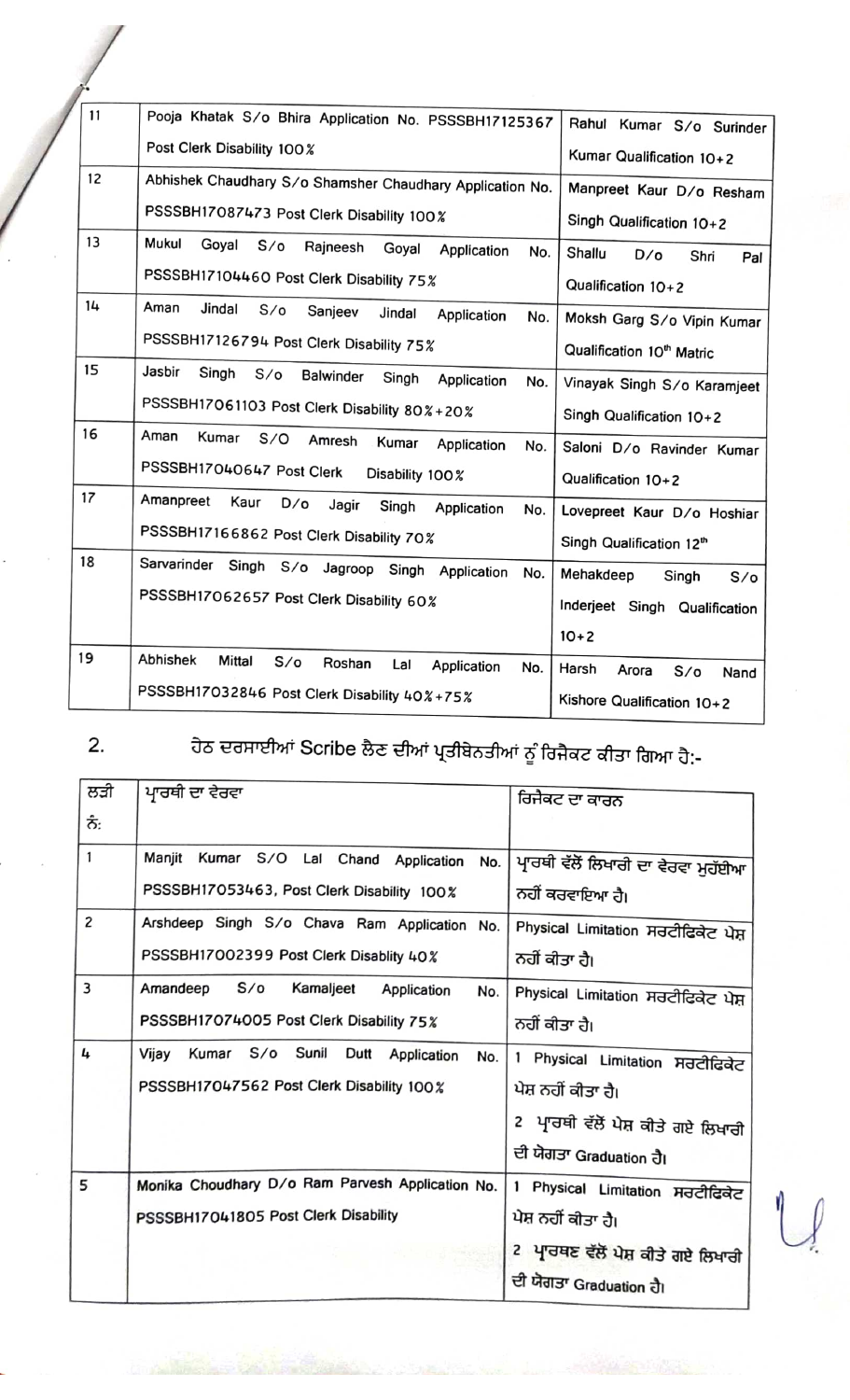| | | |
|---|---|---|
| 11 | Pooja Khatak S/o Bhira Application No. PSSSBH17125367 Post Clerk Disability 100% | Rahul Kumar S/o Surinder Kumar Qualification 10+2 |
| 12 | Abhishek Chaudhary S/o Shamsher Chaudhary Application No. PSSSBH17087473 Post Clerk Disability 100% | Manpreet Kaur D/o Resham Singh Qualification 10+2 |
| 13 | Mukul Goyal S/o Rajneesh Goyal Application No. PSSSBH17104460 Post Clerk Disability 75% | Shallu D/o Shri Pal Qualification 10+2 |
| 14 | Aman Jindal S/o Sanjeev Jindal Application No. PSSSBH17126794 Post Clerk Disability 75% | Moksh Garg S/o Vipin Kumar Qualification 10th Matric |
| 15 | Jasbir Singh S/o Balwinder Singh Application No. PSSSBH17061103 Post Clerk Disability 80%+20% | Vinayak Singh S/o Karamjeet Singh Qualification 10+2 |
| 16 | Aman Kumar S/O Amresh Kumar Application No. PSSSBH17040647 Post Clerk Disability 100% | Saloni D/o Ravinder Kumar Qualification 10+2 |
| 17 | Amanpreet Kaur D/o Jagir Singh Application No. PSSSBH17166862 Post Clerk Disability 70% | Lovepreet Kaur D/o Hoshiar Singh Qualification 12th |
| 18 | Sarvarinder Singh S/o Jagroop Singh Application No. PSSSBH17062657 Post Clerk Disability 60% | Mehakdeep Singh S/o Inderjeet Singh Qualification 10+2 |
| 19 | Abhishek Mittal S/o Roshan Lal Application No. PSSSBH17032846 Post Clerk Disability 40%+75% | Harsh Arora S/o Nand Kishore Qualification 10+2 |

2. ਹੇਠ ਦਰਸਾਈਆਂ Scribe ਲੈਣ ਦੀਆਂ ਪ੍ਰਤੀਬੇਨਤੀਆਂ ਨੂੰ ਰਿਜੈਕਟ ਕੀਤਾ ਗਿਆ ਹੈ:-

| ਲੜੀ ਨੰ: | ਪ੍ਰਾਰਥੀ ਦਾ ਵੇਰਵਾ | ਰਿਜੈਕਟ ਦਾ ਕਾਰਨ |
|---|---|---|
| 1 | Manjit Kumar S/O Lal Chand Application No. PSSSBH17053463, Post Clerk Disability 100% | ਪ੍ਰਾਰਥੀ ਵੱਲੋਂ ਲਿਖਾਰੀ ਦਾ ਵੇਰਵਾ ਮੁਹੱਈਆ ਨਹੀਂ ਕਰਵਾਇਆ ਹੈ। |
| 2 | Arshdeep Singh S/o Chava Ram Application No. PSSSBH17002399 Post Clerk Disablity 40% | Physical Limitation ਸਰਟੀਫਿਕੇਟ ਪੇਸ਼ ਨਹੀਂ ਕੀਤਾ ਹੈ। |
| 3 | Amandeep S/o Kamaljeet Application No. PSSSBH17074005 Post Clerk Disability 75% | Physical Limitation ਸਰਟੀਫਿਕੇਟ ਪੇਸ਼ ਨਹੀਂ ਕੀਤਾ ਹੈ। |
| 4 | Vijay Kumar S/o Sunil Dutt Application No. PSSSBH17047562 Post Clerk Disability 100% | 1 Physical Limitation ਸਰਟੀਫਿਕੇਟ ਪੇਸ਼ ਨਹੀਂ ਕੀਤਾ ਹੈ।<br>2 ਪ੍ਰਾਰਥੀ ਵੱਲੋਂ ਪੇਸ਼ ਕੀਤੇ ਗਏ ਲਿਖਾਰੀ ਦੀ ਯੋਗਤਾ Graduation ਹੈ। |
| 5 | Monika Choudhary D/o Ram Parvesh Application No. PSSSBH17041805 Post Clerk Disability | 1 Physical Limitation ਸਰਟੀਫਿਕੇਟ ਪੇਸ਼ ਨਹੀਂ ਕੀਤਾ ਹੈ।<br>2 ਪ੍ਰਾਰਥਣ ਵੱਲੋਂ ਪੇਸ਼ ਕੀਤੇ ਗਏ ਲਿਖਾਰੀ ਦੀ ਯੋਗਤਾ Graduation ਹੈ। |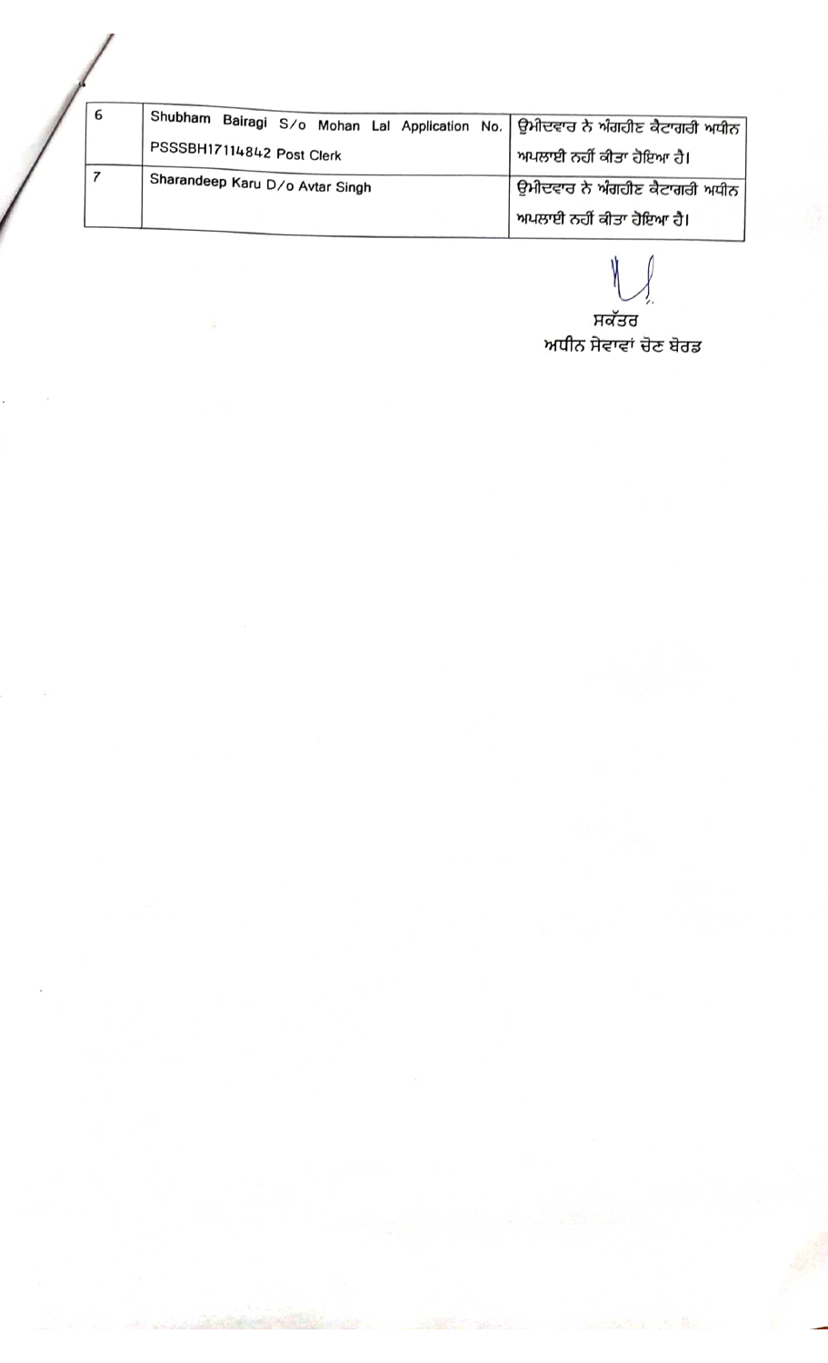| | | |
|---|---|---|
| 6 | Shubham Bairagi S/o Mohan Lal Application No. PSSSBH17114842 Post Clerk | ਉਮੀਦਵਾਰ ਨੇ ਅੰਗਹੀਣ ਕੈਟਾਗਰੀ ਅਧੀਨ ਅਪਲਾਈ ਨਹੀਂ ਕੀਤਾ ਹੋਇਆ ਹੈ। |
| 7 | Sharandeep Karu D/o Avtar Singh | ਉਮੀਦਵਾਰ ਨੇ ਅੰਗਹੀਣ ਕੈਟਾਗਰੀ ਅਧੀਨ ਅਪਲਾਈ ਨਹੀਂ ਕੀਤਾ ਹੋਇਆ ਹੈ। |

ਸਕੱਤਰ
ਅਧੀਨ ਸੇਵਾਵਾਂ ਚੋਣ ਬੋਰਡ